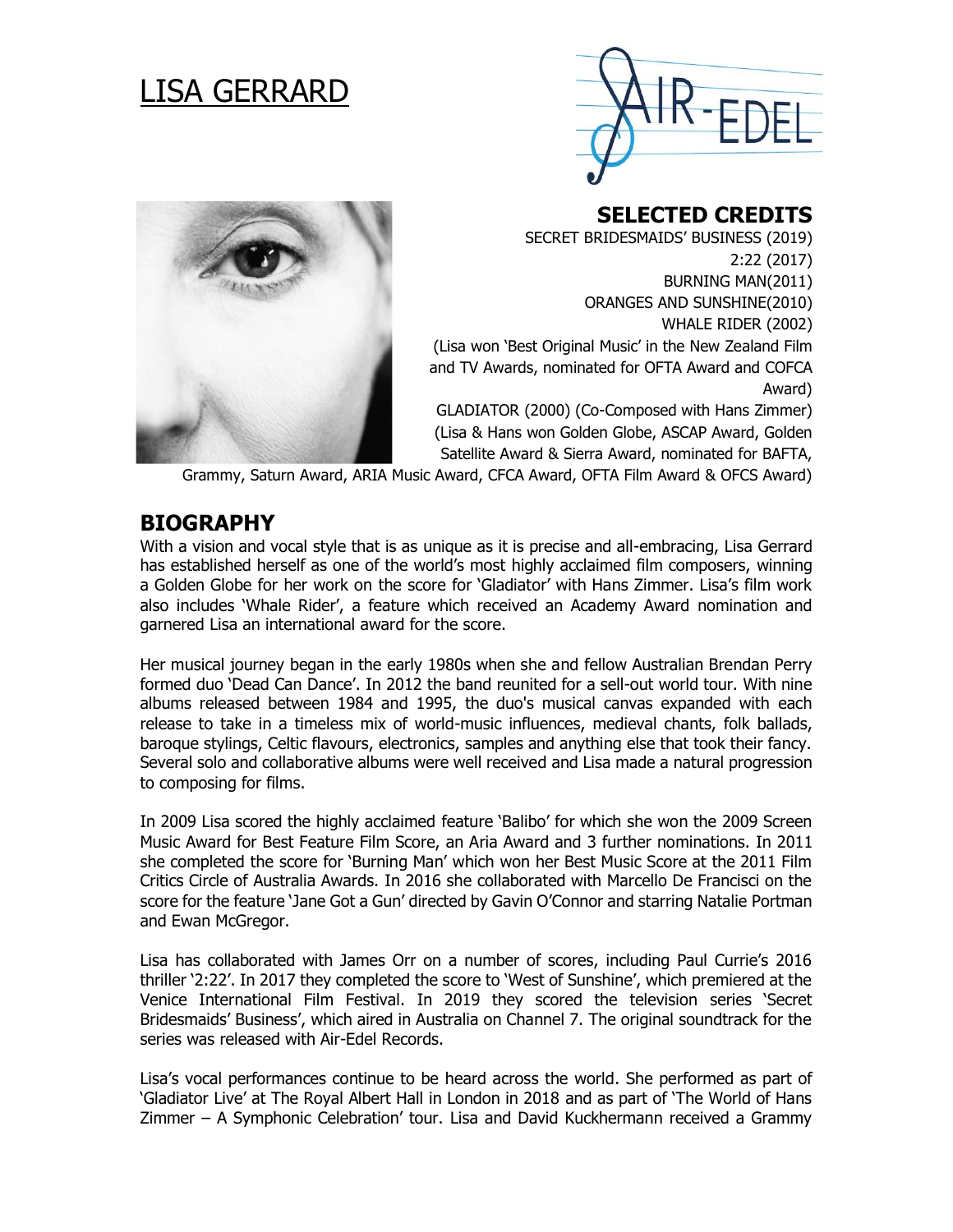# LISA GERRARD

## SELECTED CREDITS

SECRET BRIDESMAIDS' BUSINESS (2019)
2:22 (2017)
BURNING MAN(2011)
ORANGES AND SUNSHINE(2010)
WHALE RIDER (2002)
(Lisa won 'Best Original Music' in the New Zealand Film and TV Awards, nominated for OFTA Award and COFCA Award)
GLADIATOR (2000) (Co-Composed with Hans Zimmer)
(Lisa & Hans won Golden Globe, ASCAP Award, Golden Satellite Award & Sierra Award, nominated for BAFTA, Grammy, Saturn Award, ARIA Music Award, CFCA Award, OFTA Film Award & OFCS Award)

## BIOGRAPHY

With a vision and vocal style that is as unique as it is precise and all-embracing, Lisa Gerrard has established herself as one of the world's most highly acclaimed film composers, winning a Golden Globe for her work on the score for 'Gladiator' with Hans Zimmer. Lisa's film work also includes 'Whale Rider', a feature which received an Academy Award nomination and garnered Lisa an international award for the score.

Her musical journey began in the early 1980s when she and fellow Australian Brendan Perry formed duo 'Dead Can Dance'. In 2012 the band reunited for a sell-out world tour. With nine albums released between 1984 and 1995, the duo's musical canvas expanded with each release to take in a timeless mix of world-music influences, medieval chants, folk ballads, baroque stylings, Celtic flavours, electronics, samples and anything else that took their fancy. Several solo and collaborative albums were well received and Lisa made a natural progression to composing for films.

In 2009 Lisa scored the highly acclaimed feature 'Balibo' for which she won the 2009 Screen Music Award for Best Feature Film Score, an Aria Award and 3 further nominations. In 2011 she completed the score for 'Burning Man' which won her Best Music Score at the 2011 Film Critics Circle of Australia Awards. In 2016 she collaborated with Marcello De Francisci on the score for the feature 'Jane Got a Gun' directed by Gavin O'Connor and starring Natalie Portman and Ewan McGregor.

Lisa has collaborated with James Orr on a number of scores, including Paul Currie's 2016 thriller '2:22'. In 2017 they completed the score to 'West of Sunshine', which premiered at the Venice International Film Festival. In 2019 they scored the television series 'Secret Bridesmaids' Business', which aired in Australia on Channel 7. The original soundtrack for the series was released with Air-Edel Records.

Lisa's vocal performances continue to be heard across the world. She performed as part of 'Gladiator Live' at The Royal Albert Hall in London in 2018 and as part of 'The World of Hans Zimmer – A Symphonic Celebration' tour. Lisa and David Kuckhermann received a Grammy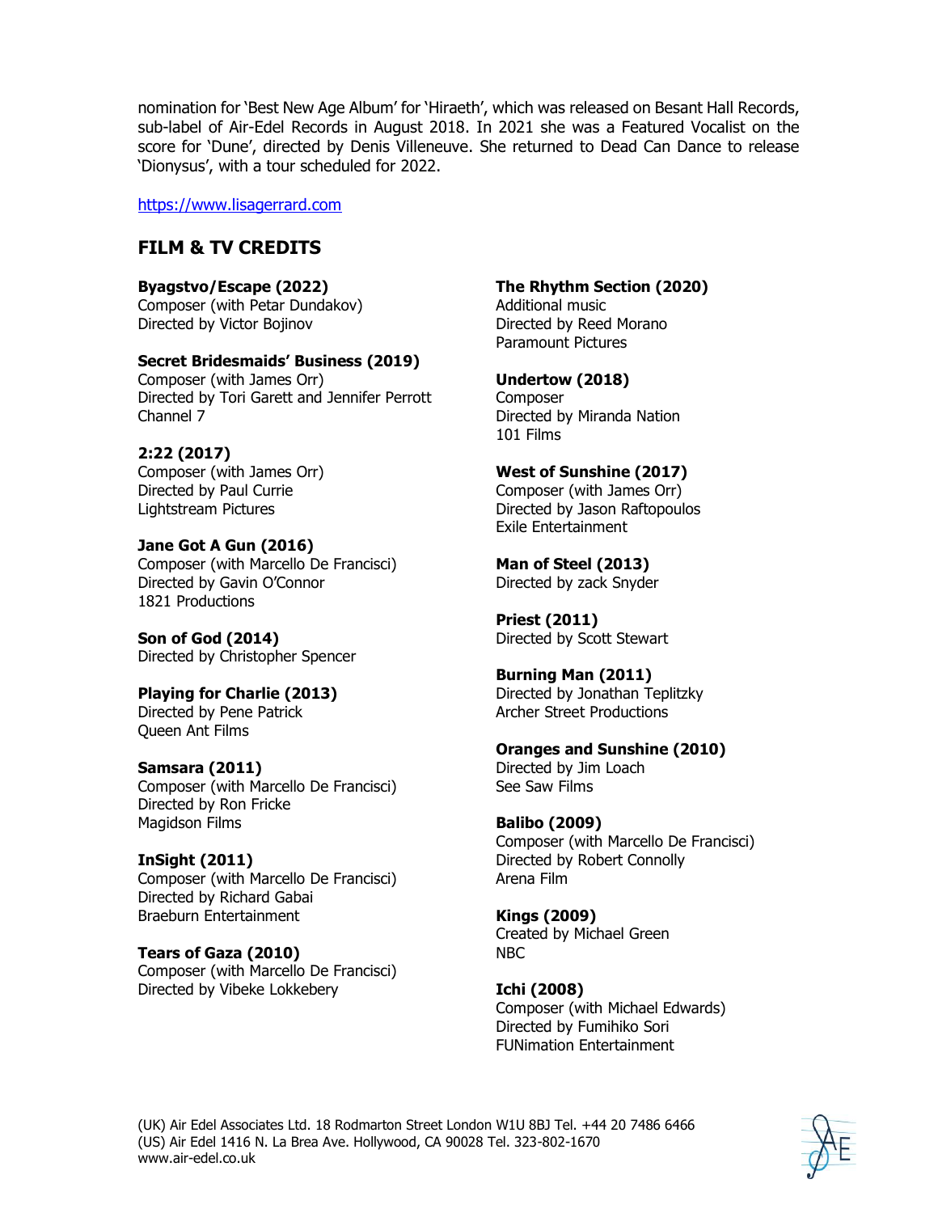nomination for 'Best New Age Album' for 'Hiraeth', which was released on Besant Hall Records, sub-label of Air-Edel Records in August 2018. In 2021 she was a Featured Vocalist on the score for 'Dune', directed by Denis Villeneuve. She returned to Dead Can Dance to release 'Dionysus', with a tour scheduled for 2022.

https://www.lisagerrard.com

## FILM & TV CREDITS

**Byagstvo/Escape (2022)**
Composer (with Petar Dundakov)
Directed by Victor Bojinov

**Secret Bridesmaids' Business (2019)**
Composer (with James Orr)
Directed by Tori Garett and Jennifer Perrott
Channel 7

**2:22 (2017)**
Composer (with James Orr)
Directed by Paul Currie
Lightstream Pictures

**Jane Got A Gun (2016)**
Composer (with Marcello De Francisci)
Directed by Gavin O'Connor
1821 Productions

**Son of God (2014)**
Directed by Christopher Spencer

**Playing for Charlie (2013)**
Directed by Pene Patrick
Queen Ant Films

**Samsara (2011)**
Composer (with Marcello De Francisci)
Directed by Ron Fricke
Magidson Films

**InSight (2011)**
Composer (with Marcello De Francisci)
Directed by Richard Gabai
Braeburn Entertainment

**Tears of Gaza (2010)**
Composer (with Marcello De Francisci)
Directed by Vibeke Lokkebery

**The Rhythm Section (2020)**
Additional music
Directed by Reed Morano
Paramount Pictures

**Undertow (2018)**
Composer
Directed by Miranda Nation
101 Films

**West of Sunshine (2017)**
Composer (with James Orr)
Directed by Jason Raftopoulos
Exile Entertainment

**Man of Steel (2013)**
Directed by zack Snyder

**Priest (2011)**
Directed by Scott Stewart

**Burning Man (2011)**
Directed by Jonathan Teplitzky
Archer Street Productions

**Oranges and Sunshine (2010)**
Directed by Jim Loach
See Saw Films

**Balibo (2009)**
Composer (with Marcello De Francisci)
Directed by Robert Connolly
Arena Film

**Kings (2009)**
Created by Michael Green
NBC

**Ichi (2008)**
Composer (with Michael Edwards)
Directed by Fumihiko Sori
FUNimation Entertainment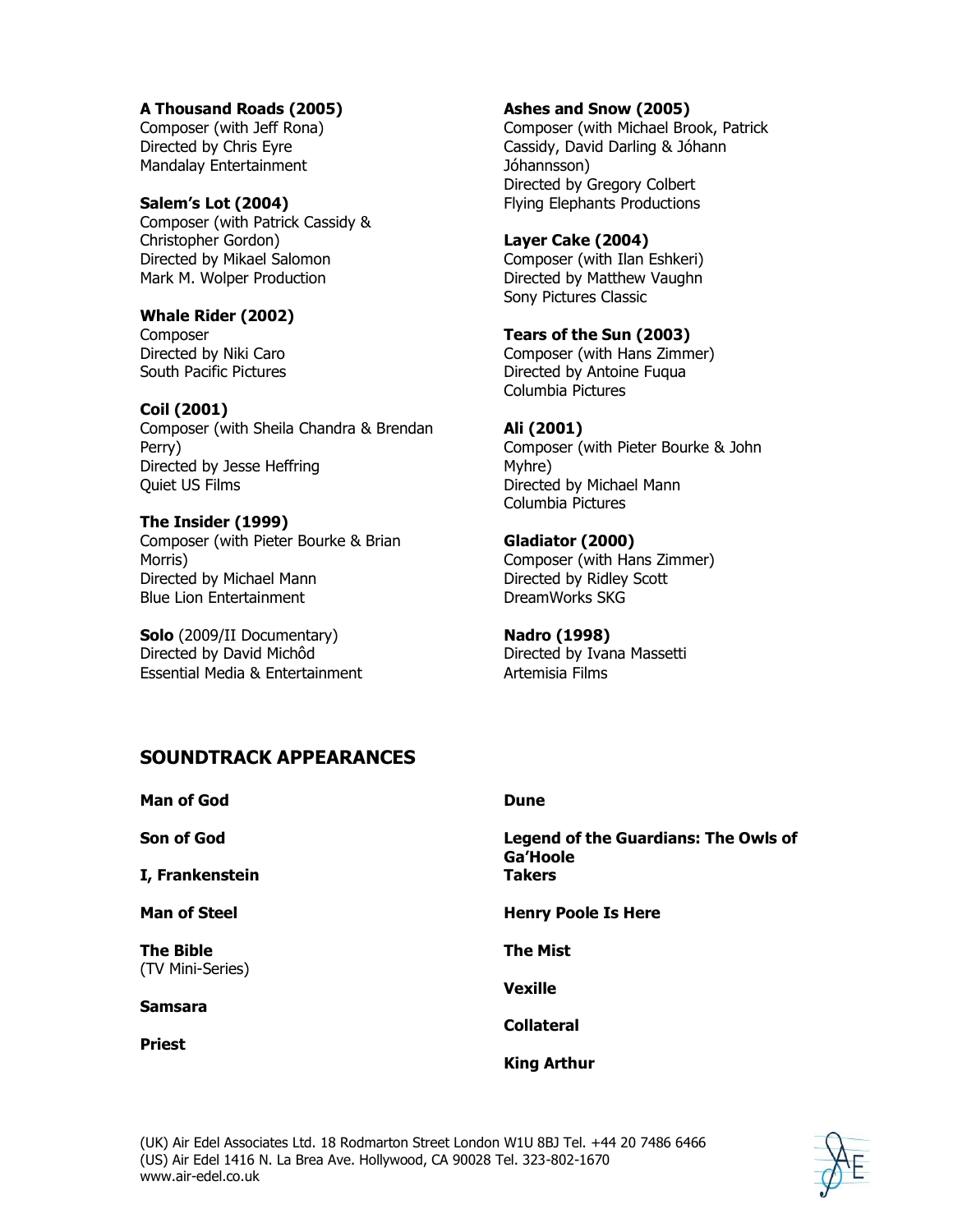**A Thousand Roads (2005)**
Composer (with Jeff Rona)
Directed by Chris Eyre
Mandalay Entertainment

**Salem's Lot (2004)**
Composer (with Patrick Cassidy & Christopher Gordon)
Directed by Mikael Salomon
Mark M. Wolper Production

**Whale Rider (2002)**
Composer
Directed by Niki Caro
South Pacific Pictures

**Coil (2001)**
Composer (with Sheila Chandra & Brendan Perry)
Directed by Jesse Heffring
Quiet US Films

**The Insider (1999)**
Composer (with Pieter Bourke & Brian Morris)
Directed by Michael Mann
Blue Lion Entertainment

**Solo** (2009/II Documentary)
Directed by David Michôd
Essential Media & Entertainment

**Ashes and Snow (2005)**
Composer (with Michael Brook, Patrick Cassidy, David Darling & Jóhann Jóhannsson)
Directed by Gregory Colbert
Flying Elephants Productions

**Layer Cake (2004)**
Composer (with Ilan Eshkeri)
Directed by Matthew Vaughn
Sony Pictures Classic

**Tears of the Sun (2003)**
Composer (with Hans Zimmer)
Directed by Antoine Fuqua
Columbia Pictures

**Ali (2001)**
Composer (with Pieter Bourke & John Myhre)
Directed by Michael Mann
Columbia Pictures

**Gladiator (2000)**
Composer (with Hans Zimmer)
Directed by Ridley Scott
DreamWorks SKG

**Nadro (1998)**
Directed by Ivana Massetti
Artemisia Films

## SOUNDTRACK APPEARANCES

**Man of God**

**Son of God**

**I, Frankenstein**

**Man of Steel**

**The Bible**
(TV Mini-Series)

**Samsara**

**Priest**

**Dune**

**Legend of the Guardians: The Owls of Ga'Hoole**

**Takers**

**Henry Poole Is Here**

**The Mist**

**Vexille**

**Collateral**

**King Arthur**

(UK) Air Edel Associates Ltd. 18 Rodmarton Street London W1U 8BJ Tel. +44 20 7486 6466
(US) Air Edel 1416 N. La Brea Ave. Hollywood, CA 90028 Tel. 323-802-1670
www.air-edel.co.uk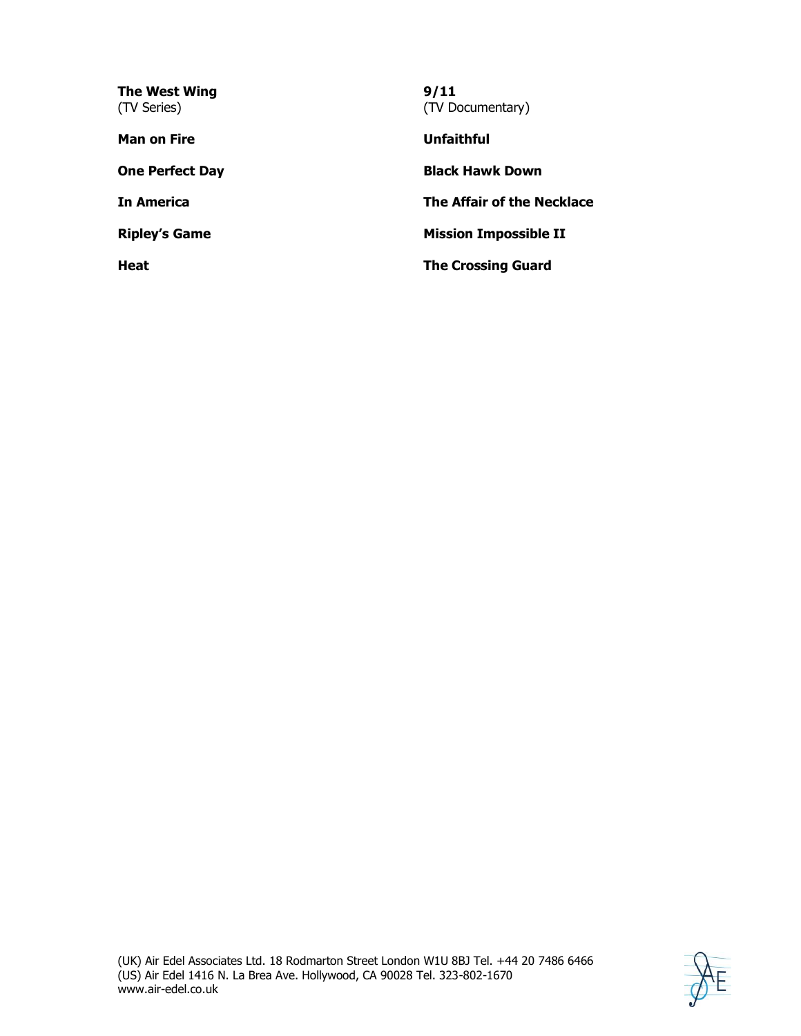**The West Wing**
(TV Series)

**Man on Fire**

**One Perfect Day**

**In America**

**Ripley's Game**

**Heat**

**9/11**
(TV Documentary)

**Unfaithful**

**Black Hawk Down**

**The Affair of the Necklace**

**Mission Impossible II**

**The Crossing Guard**

(UK) Air Edel Associates Ltd. 18 Rodmarton Street London W1U 8BJ Tel. +44 20 7486 6466
(US) Air Edel 1416 N. La Brea Ave. Hollywood, CA 90028 Tel. 323-802-1670
www.air-edel.co.uk